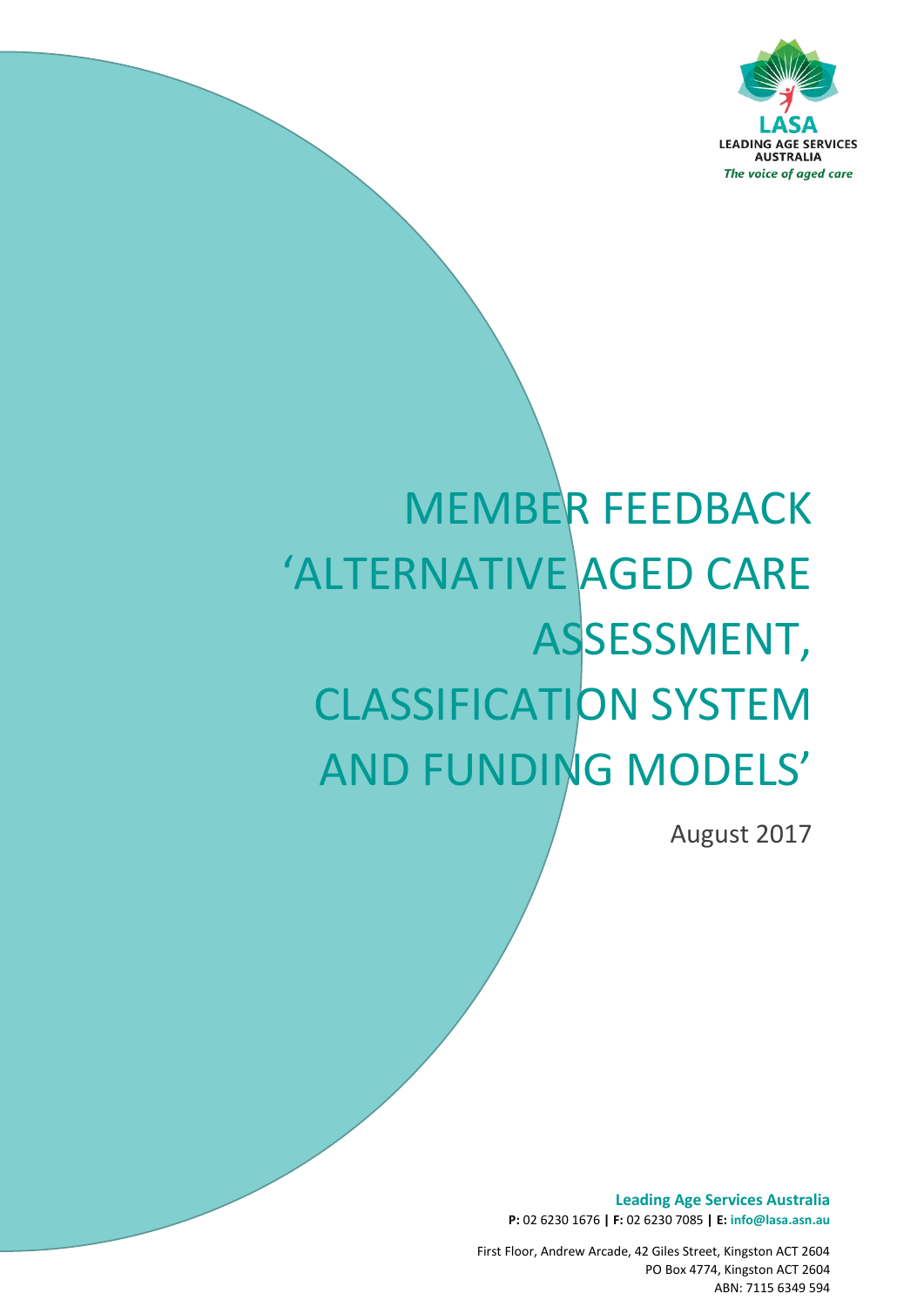LASA

LEADING AGE SERVICES AUSTRALIA

*The voice of aged care*

# MEMBER FEEDBACK 'ALTERNATIVE AGED CARE ASSESSMENT, CLASSIFICATION SYSTEM AND FUNDING MODELS'

August 2017

**Leading Age Services Australia**

**P:** 02 6230 1676 **| F:** 02 6230 7085 **| E:** **info@lasa.asn.au**

First Floor, Andrew Arcade, 42 Giles Street, Kingston ACT 2604

PO Box 4774, Kingston ACT 2604

ABN: 7115 6349 594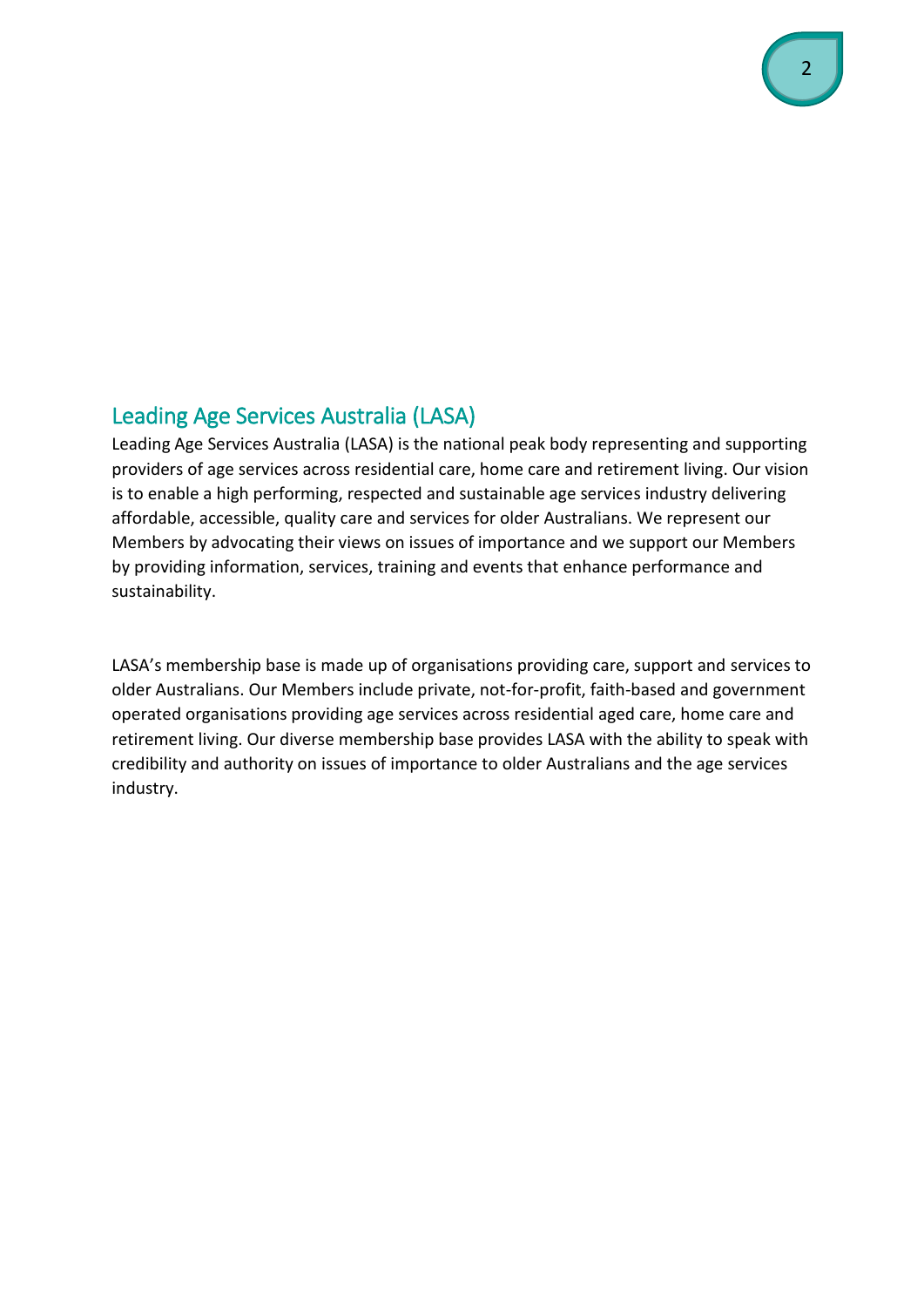## Leading Age Services Australia (LASA)

Leading Age Services Australia (LASA) is the national peak body representing and supporting providers of age services across residential care, home care and retirement living. Our vision is to enable a high performing, respected and sustainable age services industry delivering affordable, accessible, quality care and services for older Australians. We represent our Members by advocating their views on issues of importance and we support our Members by providing information, services, training and events that enhance performance and sustainability.

LASA's membership base is made up of organisations providing care, support and services to older Australians. Our Members include private, not-for-profit, faith-based and government operated organisations providing age services across residential aged care, home care and retirement living. Our diverse membership base provides LASA with the ability to speak with credibility and authority on issues of importance to older Australians and the age services industry.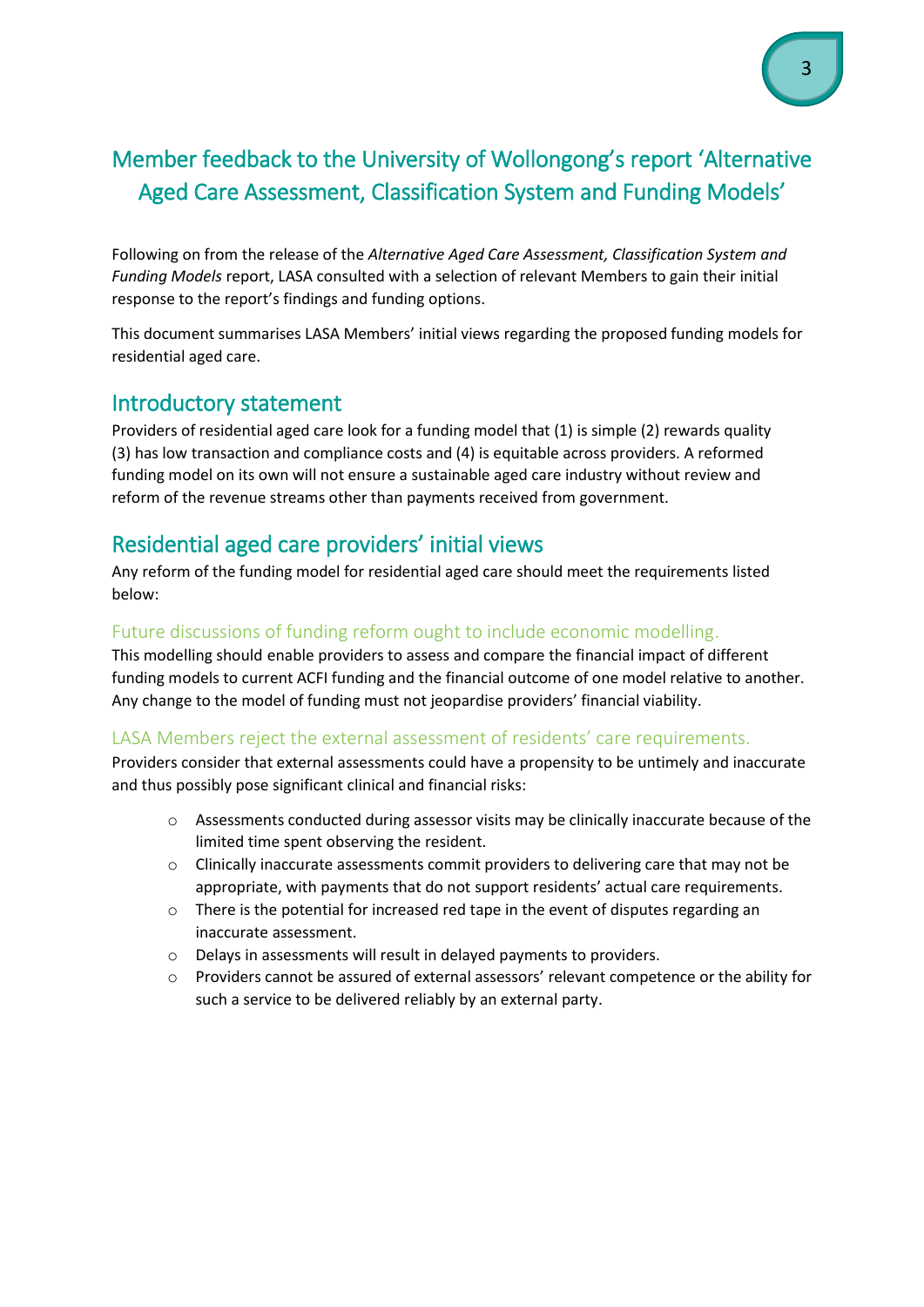# Member feedback to the University of Wollongong's report 'Alternative Aged Care Assessment, Classification System and Funding Models'

Following on from the release of the *Alternative Aged Care Assessment, Classification System and Funding Models* report, LASA consulted with a selection of relevant Members to gain their initial response to the report's findings and funding options.

This document summarises LASA Members' initial views regarding the proposed funding models for residential aged care.

## Introductory statement

Providers of residential aged care look for a funding model that (1) is simple (2) rewards quality (3) has low transaction and compliance costs and (4) is equitable across providers. A reformed funding model on its own will not ensure a sustainable aged care industry without review and reform of the revenue streams other than payments received from government.

## Residential aged care providers' initial views

Any reform of the funding model for residential aged care should meet the requirements listed below:

### Future discussions of funding reform ought to include economic modelling.

This modelling should enable providers to assess and compare the financial impact of different funding models to current ACFI funding and the financial outcome of one model relative to another. Any change to the model of funding must not jeopardise providers' financial viability.

### LASA Members reject the external assessment of residents' care requirements.

Providers consider that external assessments could have a propensity to be untimely and inaccurate and thus possibly pose significant clinical and financial risks:

- Assessments conducted during assessor visits may be clinically inaccurate because of the limited time spent observing the resident.
- Clinically inaccurate assessments commit providers to delivering care that may not be appropriate, with payments that do not support residents' actual care requirements.
- There is the potential for increased red tape in the event of disputes regarding an inaccurate assessment.
- Delays in assessments will result in delayed payments to providers.
- Providers cannot be assured of external assessors' relevant competence or the ability for such a service to be delivered reliably by an external party.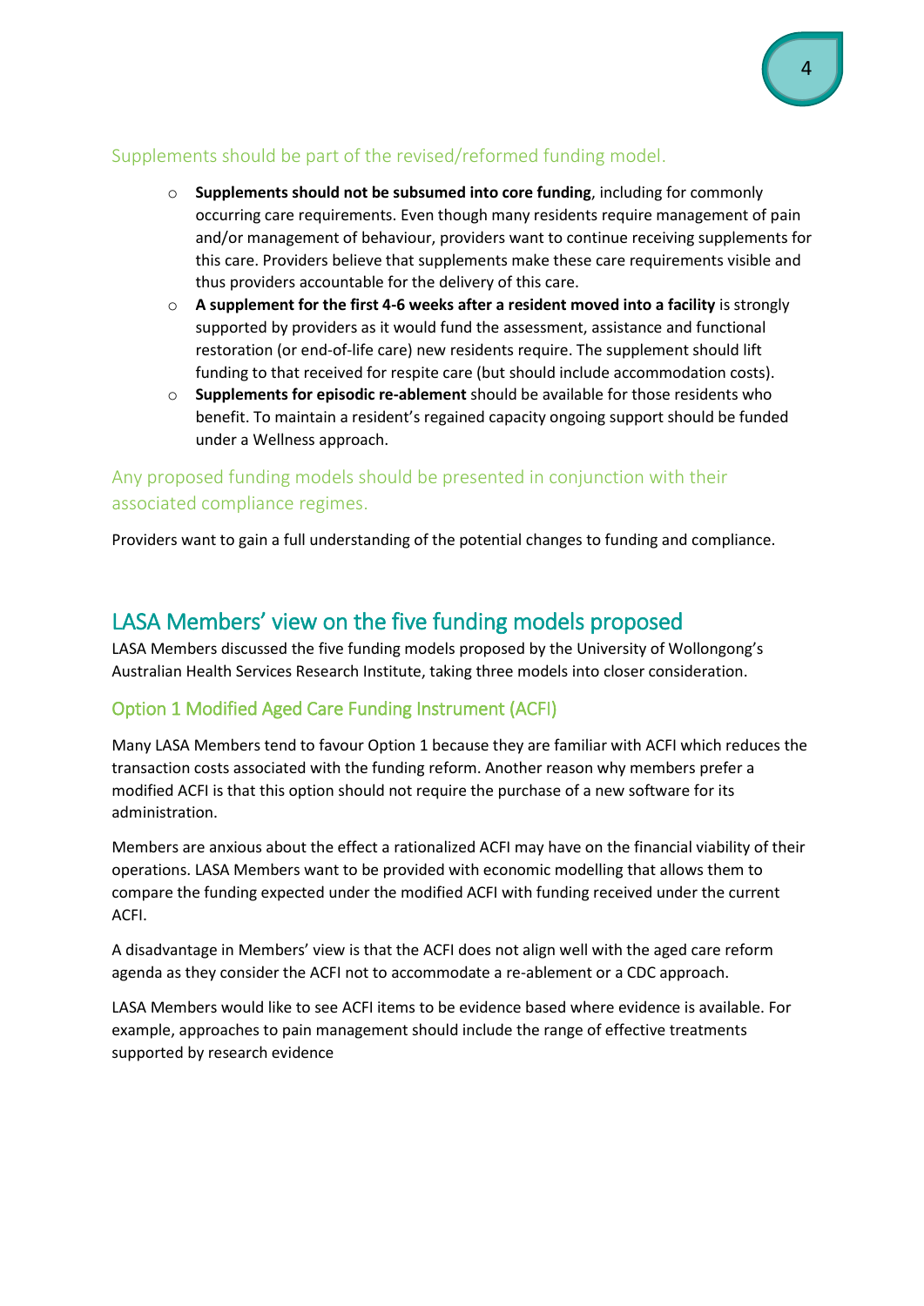### Supplements should be part of the revised/reformed funding model.

- **Supplements should not be subsumed into core funding**, including for commonly occurring care requirements. Even though many residents require management of pain and/or management of behaviour, providers want to continue receiving supplements for this care. Providers believe that supplements make these care requirements visible and thus providers accountable for the delivery of this care.
- **A supplement for the first 4-6 weeks after a resident moved into a facility** is strongly supported by providers as it would fund the assessment, assistance and functional restoration (or end-of-life care) new residents require. The supplement should lift funding to that received for respite care (but should include accommodation costs).
- **Supplements for episodic re-ablement** should be available for those residents who benefit. To maintain a resident's regained capacity ongoing support should be funded under a Wellness approach.

### Any proposed funding models should be presented in conjunction with their associated compliance regimes.

Providers want to gain a full understanding of the potential changes to funding and compliance.

## LASA Members' view on the five funding models proposed

LASA Members discussed the five funding models proposed by the University of Wollongong's Australian Health Services Research Institute, taking three models into closer consideration.

### Option 1 Modified Aged Care Funding Instrument (ACFI)

Many LASA Members tend to favour Option 1 because they are familiar with ACFI which reduces the transaction costs associated with the funding reform. Another reason why members prefer a modified ACFI is that this option should not require the purchase of a new software for its administration.

Members are anxious about the effect a rationalized ACFI may have on the financial viability of their operations. LASA Members want to be provided with economic modelling that allows them to compare the funding expected under the modified ACFI with funding received under the current ACFI.

A disadvantage in Members' view is that the ACFI does not align well with the aged care reform agenda as they consider the ACFI not to accommodate a re-ablement or a CDC approach.

LASA Members would like to see ACFI items to be evidence based where evidence is available. For example, approaches to pain management should include the range of effective treatments supported by research evidence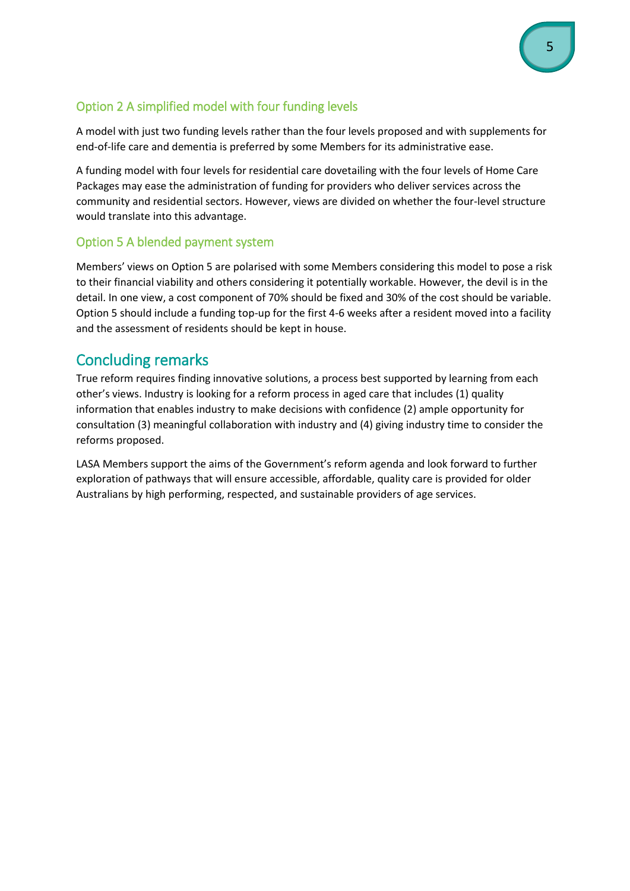### Option 2 A simplified model with four funding levels

A model with just two funding levels rather than the four levels proposed and with supplements for end-of-life care and dementia is preferred by some Members for its administrative ease.

A funding model with four levels for residential care dovetailing with the four levels of Home Care Packages may ease the administration of funding for providers who deliver services across the community and residential sectors. However, views are divided on whether the four-level structure would translate into this advantage.

### Option 5 A blended payment system

Members' views on Option 5 are polarised with some Members considering this model to pose a risk to their financial viability and others considering it potentially workable. However, the devil is in the detail. In one view, a cost component of 70% should be fixed and 30% of the cost should be variable. Option 5 should include a funding top-up for the first 4-6 weeks after a resident moved into a facility and the assessment of residents should be kept in house.

## Concluding remarks

True reform requires finding innovative solutions, a process best supported by learning from each other's views. Industry is looking for a reform process in aged care that includes (1) quality information that enables industry to make decisions with confidence (2) ample opportunity for consultation (3) meaningful collaboration with industry and (4) giving industry time to consider the reforms proposed.

LASA Members support the aims of the Government's reform agenda and look forward to further exploration of pathways that will ensure accessible, affordable, quality care is provided for older Australians by high performing, respected, and sustainable providers of age services.